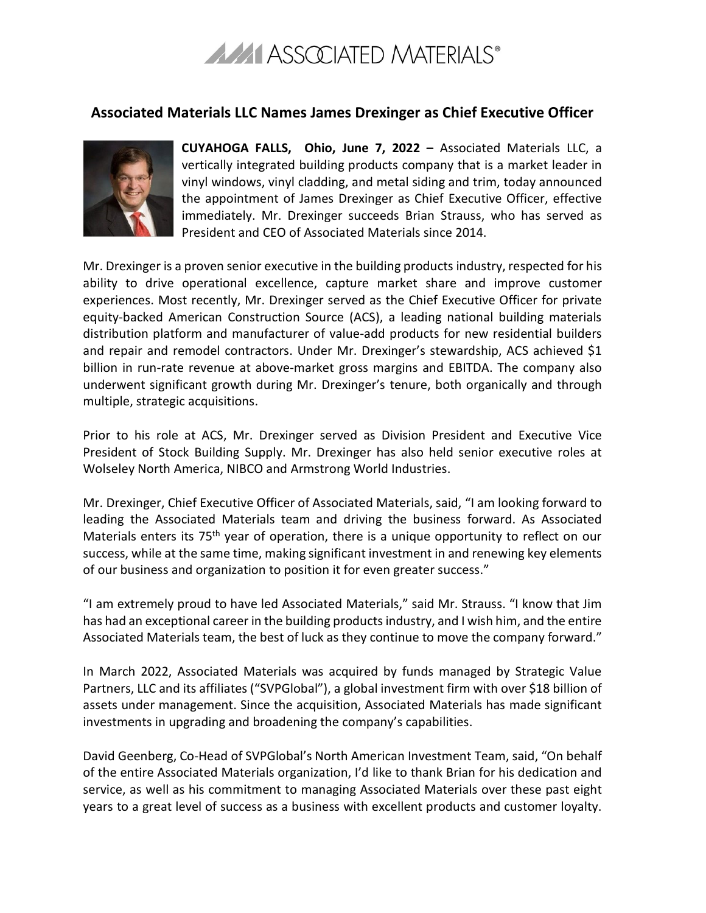# Associated Materials LLC Names James Drexinger as Chief Executive Officer

**CUYAHOGA FALLS, Ohio, June 7, 2022 –** Associated Materials LLC, a vertically integrated building products company that is a market leader in vinyl windows, vinyl cladding, and metal siding and trim, today announced the appointment of James Drexinger as Chief Executive Officer, effective immediately. Mr. Drexinger succeeds Brian Strauss, who has served as President and CEO of Associated Materials since 2014.

Mr. Drexinger is a proven senior executive in the building products industry, respected for his ability to drive operational excellence, capture market share and improve customer experiences. Most recently, Mr. Drexinger served as the Chief Executive Officer for private equity-backed American Construction Source (ACS), a leading national building materials distribution platform and manufacturer of value-add products for new residential builders and repair and remodel contractors. Under Mr. Drexinger's stewardship, ACS achieved $1 billion in run-rate revenue at above-market gross margins and EBITDA. The company also underwent significant growth during Mr. Drexinger's tenure, both organically and through multiple, strategic acquisitions.

Prior to his role at ACS, Mr. Drexinger served as Division President and Executive Vice President of Stock Building Supply. Mr. Drexinger has also held senior executive roles at Wolseley North America, NIBCO and Armstrong World Industries.

Mr. Drexinger, Chief Executive Officer of Associated Materials, said, "I am looking forward to leading the Associated Materials team and driving the business forward. As Associated Materials enters its 75th year of operation, there is a unique opportunity to reflect on our success, while at the same time, making significant investment in and renewing key elements of our business and organization to position it for even greater success."

"I am extremely proud to have led Associated Materials," said Mr. Strauss. "I know that Jim has had an exceptional career in the building products industry, and I wish him, and the entire Associated Materials team, the best of luck as they continue to move the company forward."

In March 2022, Associated Materials was acquired by funds managed by Strategic Value Partners, LLC and its affiliates ("SVPGlobal"), a global investment firm with over $18 billion of assets under management. Since the acquisition, Associated Materials has made significant investments in upgrading and broadening the company's capabilities.

David Geenberg, Co-Head of SVPGlobal's North American Investment Team, said, "On behalf of the entire Associated Materials organization, I'd like to thank Brian for his dedication and service, as well as his commitment to managing Associated Materials over these past eight years to a great level of success as a business with excellent products and customer loyalty.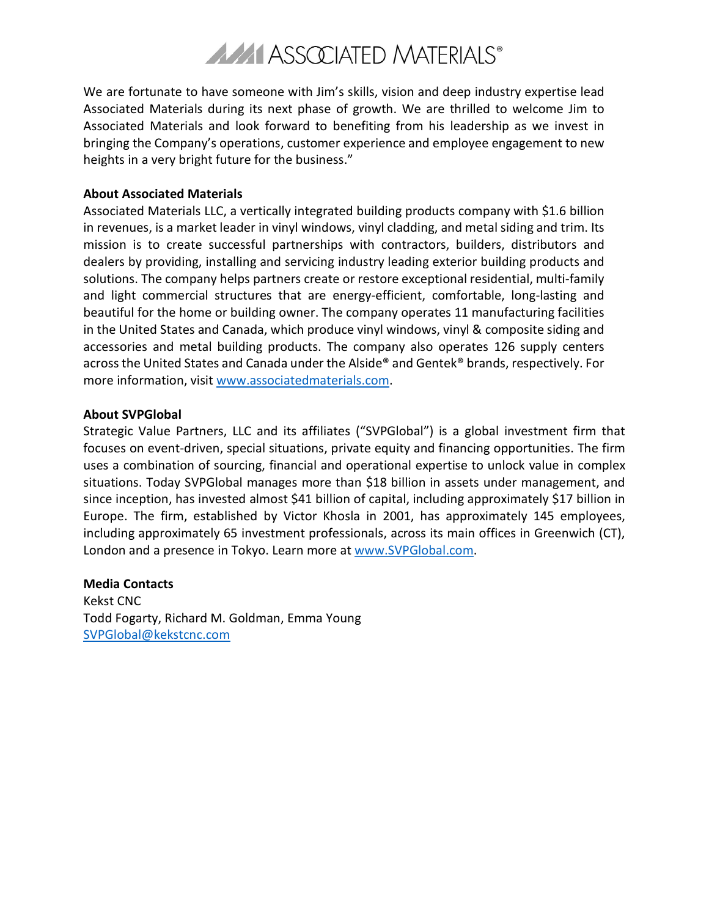We are fortunate to have someone with Jim's skills, vision and deep industry expertise lead Associated Materials during its next phase of growth. We are thrilled to welcome Jim to Associated Materials and look forward to benefiting from his leadership as we invest in bringing the Company's operations, customer experience and employee engagement to new heights in a very bright future for the business."

**About Associated Materials**

Associated Materials LLC, a vertically integrated building products company with $1.6 billion in revenues, is a market leader in vinyl windows, vinyl cladding, and metal siding and trim. Its mission is to create successful partnerships with contractors, builders, distributors and dealers by providing, installing and servicing industry leading exterior building products and solutions. The company helps partners create or restore exceptional residential, multi-family and light commercial structures that are energy-efficient, comfortable, long-lasting and beautiful for the home or building owner. The company operates 11 manufacturing facilities in the United States and Canada, which produce vinyl windows, vinyl & composite siding and accessories and metal building products. The company also operates 126 supply centers across the United States and Canada under the Alside® and Gentek® brands, respectively. For more information, visit [www.associatedmaterials.com](www.associatedmaterials.com).

**About SVPGlobal**

Strategic Value Partners, LLC and its affiliates ("SVPGlobal") is a global investment firm that focuses on event-driven, special situations, private equity and financing opportunities. The firm uses a combination of sourcing, financial and operational expertise to unlock value in complex situations. Today SVPGlobal manages more than $18 billion in assets under management, and since inception, has invested almost $41 billion of capital, including approximately $17 billion in Europe. The firm, established by Victor Khosla in 2001, has approximately 145 employees, including approximately 65 investment professionals, across its main offices in Greenwich (CT), London and a presence in Tokyo. Learn more at [www.SVPGlobal.com](www.SVPGlobal.com).

**Media Contacts**

Kekst CNC
Todd Fogarty, Richard M. Goldman, Emma Young
SVPGlobal@kekstcnc.com